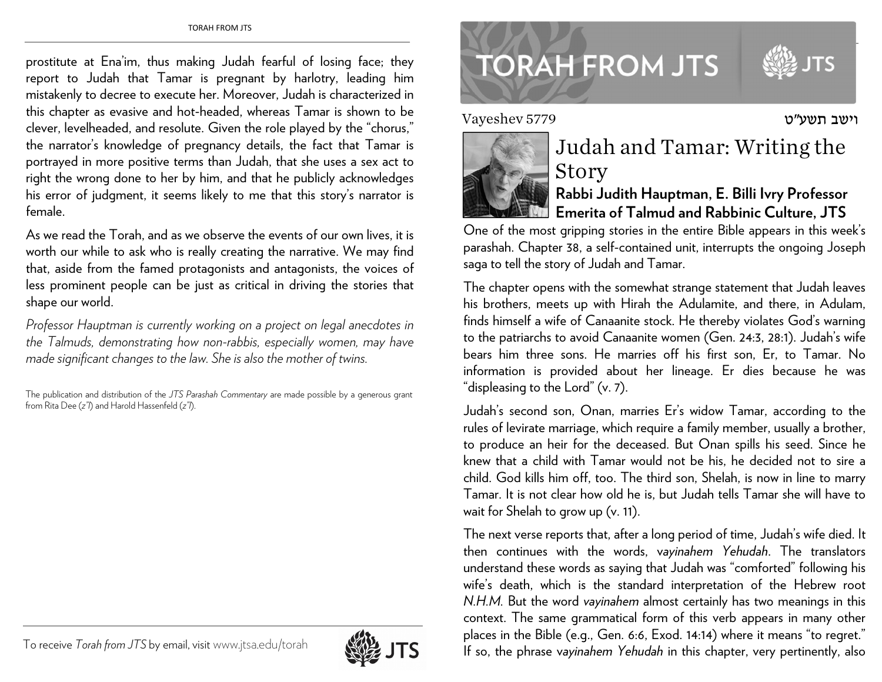# TORAH FROM JTS

Vayeshev 5779 וישב תשע"ט

## Judah and Tamar: Writing the Story

**Rabbi Judith Hauptman, E. Billi Ivry Professor Emerita of Talmud and Rabbinic Culture, JTS**

One of the most gripping stories in the entire Bible appears in this week's parashah. Chapter 38, a self-contained unit, interrupts the ongoing Joseph saga to tell the story of Judah and Tamar.

The chapter opens with the somewhat strange statement that Judah leaves his brothers, meets up with Hirah the Adulamite, and there, in Adulam, finds himself a wife of Canaanite stock. He thereby violates God's warning to the patriarchs to avoid Canaanite women (Gen. 24:3, 28:1). Judah's wife bears him three sons. He marries off his first son, Er, to Tamar. No information is provided about her lineage. Er dies because he was "displeasing to the Lord" (v. 7).

Judah's second son, Onan, marries Er's widow Tamar, according to the rules of levirate marriage, which require a family member, usually a brother, to produce an heir for the deceased. But Onan spills his seed. Since he knew that a child with Tamar would not be his, he decided not to sire a child. God kills him off, too. The third son, Shelah, is now in line to marry Tamar. It is not clear how old he is, but Judah tells Tamar she will have to wait for Shelah to grow up (v. 11).

The next verse reports that, after a long period of time, Judah's wife died. It then continues with the words, v*ayinahem Yehudah*. The translators understand these words as saying that Judah was "comforted" following his wife's death, which is the standard interpretation of the Hebrew root *N.H.M.* But the word *vayinahem* almost certainly has two meanings in this context. The same grammatical form of this verb appears in many other places in the Bible (e.g., Gen. 6:6, Exod. 14:14) where it means "to regret." If so, the phrase v*ayinahem Yehudah* in this chapter, very pertinently, also

prostitute at Ena'im, thus making Judah fearful of losing face; they report to Judah that Tamar is pregnant by harlotry, leading him mistakenly to decree to execute her. Moreover, Judah is characterized in this chapter as evasive and hot-headed, whereas Tamar is shown to be clever, levelheaded, and resolute. Given the role played by the "chorus," the narrator's knowledge of pregnancy details, the fact that Tamar is portrayed in more positive terms than Judah, that she uses a sex act to right the wrong done to her by him, and that he publicly acknowledges his error of judgment, it seems likely to me that this story's narrator is female.

As we read the Torah, and as we observe the events of our own lives, it is worth our while to ask who is really creating the narrative. We may find that, aside from the famed protagonists and antagonists, the voices of less prominent people can be just as critical in driving the stories that shape our world.

*Professor Hauptman is currently working on a project on legal anecdotes in the Talmuds, demonstrating how non-rabbis, especially women, may have made significant changes to the law. She is also the mother of twins.*

The publication and distribution of the *JTS Parashah Commentary* are made possible by a generous grant from Rita Dee (*z"l*) and Harold Hassenfeld (*z"l*).

To receive *Torah from JTS* by email, visit www.jtsa.edu/torah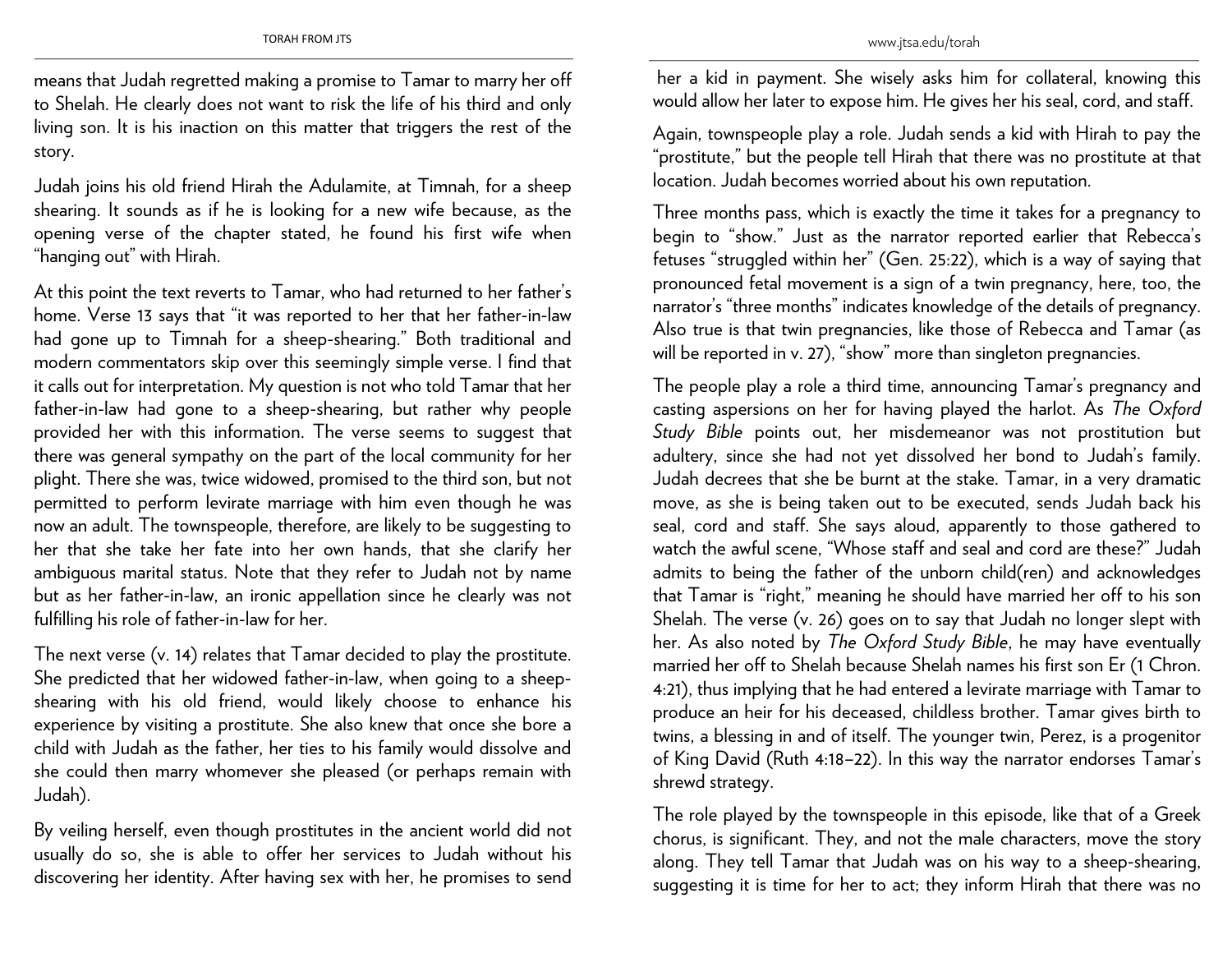means that Judah regretted making a promise to Tamar to marry her off to Shelah. He clearly does not want to risk the life of his third and only living son. It is his inaction on this matter that triggers the rest of the story.

Judah joins his old friend Hirah the Adulamite, at Timnah, for a sheep shearing. It sounds as if he is looking for a new wife because, as the opening verse of the chapter stated, he found his first wife when "hanging out" with Hirah.

At this point the text reverts to Tamar, who had returned to her father's home. Verse 13 says that "it was reported to her that her father-in-law had gone up to Timnah for a sheep-shearing." Both traditional and modern commentators skip over this seemingly simple verse. I find that it calls out for interpretation. My question is not who told Tamar that her father-in-law had gone to a sheep-shearing, but rather why people provided her with this information. The verse seems to suggest that there was general sympathy on the part of the local community for her plight. There she was, twice widowed, promised to the third son, but not permitted to perform levirate marriage with him even though he was now an adult. The townspeople, therefore, are likely to be suggesting to her that she take her fate into her own hands, that she clarify her ambiguous marital status. Note that they refer to Judah not by name but as her father-in-law, an ironic appellation since he clearly was not fulfilling his role of father-in-law for her.

The next verse (v. 14) relates that Tamar decided to play the prostitute. She predicted that her widowed father-in-law, when going to a sheep-shearing with his old friend, would likely choose to enhance his experience by visiting a prostitute. She also knew that once she bore a child with Judah as the father, her ties to his family would dissolve and she could then marry whomever she pleased (or perhaps remain with Judah).

By veiling herself, even though prostitutes in the ancient world did not usually do so, she is able to offer her services to Judah without his discovering her identity. After having sex with her, he promises to send her a kid in payment. She wisely asks him for collateral, knowing this would allow her later to expose him. He gives her his seal, cord, and staff.

Again, townspeople play a role. Judah sends a kid with Hirah to pay the "prostitute," but the people tell Hirah that there was no prostitute at that location. Judah becomes worried about his own reputation.

Three months pass, which is exactly the time it takes for a pregnancy to begin to "show." Just as the narrator reported earlier that Rebecca's fetuses "struggled within her" (Gen. 25:22), which is a way of saying that pronounced fetal movement is a sign of a twin pregnancy, here, too, the narrator's "three months" indicates knowledge of the details of pregnancy. Also true is that twin pregnancies, like those of Rebecca and Tamar (as will be reported in v. 27), "show" more than singleton pregnancies.

The people play a role a third time, announcing Tamar's pregnancy and casting aspersions on her for having played the harlot. As *The Oxford Study Bible* points out, her misdemeanor was not prostitution but adultery, since she had not yet dissolved her bond to Judah's family. Judah decrees that she be burnt at the stake. Tamar, in a very dramatic move, as she is being taken out to be executed, sends Judah back his seal, cord and staff. She says aloud, apparently to those gathered to watch the awful scene, "Whose staff and seal and cord are these?" Judah admits to being the father of the unborn child(ren) and acknowledges that Tamar is "right," meaning he should have married her off to his son Shelah. The verse (v. 26) goes on to say that Judah no longer slept with her. As also noted by *The Oxford Study Bible*, he may have eventually married her off to Shelah because Shelah names his first son Er (1 Chron. 4:21), thus implying that he had entered a levirate marriage with Tamar to produce an heir for his deceased, childless brother. Tamar gives birth to twins, a blessing in and of itself. The younger twin, Perez, is a progenitor of King David (Ruth 4:18–22). In this way the narrator endorses Tamar's shrewd strategy.

The role played by the townspeople in this episode, like that of a Greek chorus, is significant. They, and not the male characters, move the story along. They tell Tamar that Judah was on his way to a sheep-shearing, suggesting it is time for her to act; they inform Hirah that there was no